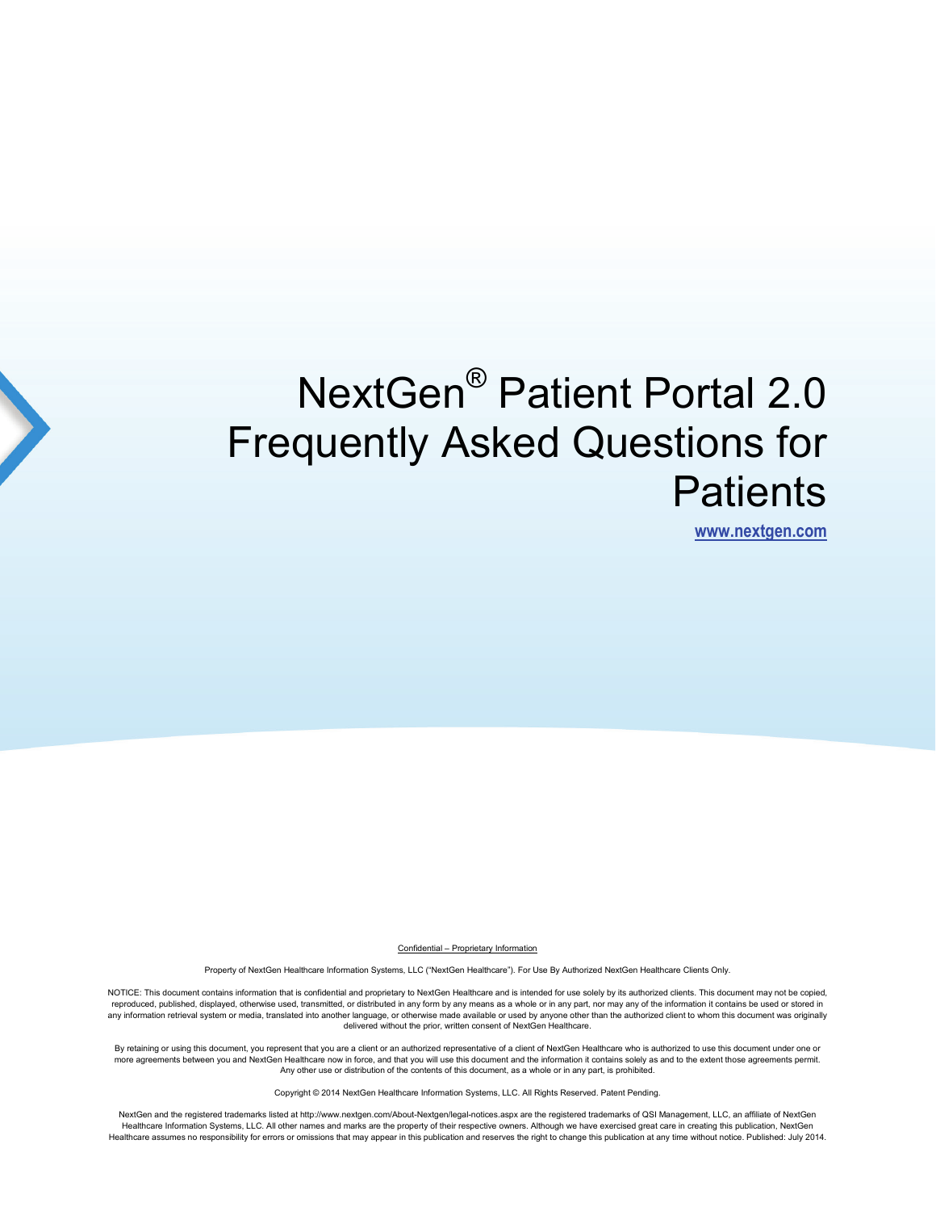# NextGen® Patient Portal 2.0 Frequently Asked Questions for Patients

www.nextgen.com

Confidential – Proprietary Information

Property of NextGen Healthcare Information Systems, LLC ("NextGen Healthcare"). For Use By Authorized NextGen Healthcare Clients Only.

NOTICE: This document contains information that is confidential and proprietary to NextGen Healthcare and is intended for use solely by its authorized clients. This document may not be copied, reproduced, published, displayed, otherwise used, transmitted, or distributed in any form by any means as a whole or in any part, nor may any of the information it contains be used or stored in any information retrieval system or media, translated into another language, or otherwise made available or used by anyone other than the authorized client to whom this document was originally delivered without the prior, written consent of NextGen Healthcare.

By retaining or using this document, you represent that you are a client or an authorized representative of a client of NextGen Healthcare who is authorized to use this document under one or more agreements between you and NextGen Healthcare now in force, and that you will use this document and the information it contains solely as and to the extent those agreements permit. Any other use or distribution of the contents of this document, as a whole or in any part, is prohibited.

Copyright © 2014 NextGen Healthcare Information Systems, LLC. All Rights Reserved. Patent Pending.

NextGen and the registered trademarks listed at http://www.nextgen.com/About-Nextgen/legal-notices.aspx are the registered trademarks of QSI Management, LLC, an affiliate of NextGen Healthcare Information Systems, LLC. All other names and marks are the property of their respective owners. Although we have exercised great care in creating this publication, NextGen Healthcare assumes no responsibility for errors or omissions that may appear in this publication and reserves the right to change this publication at any time without notice. Published: July 2014.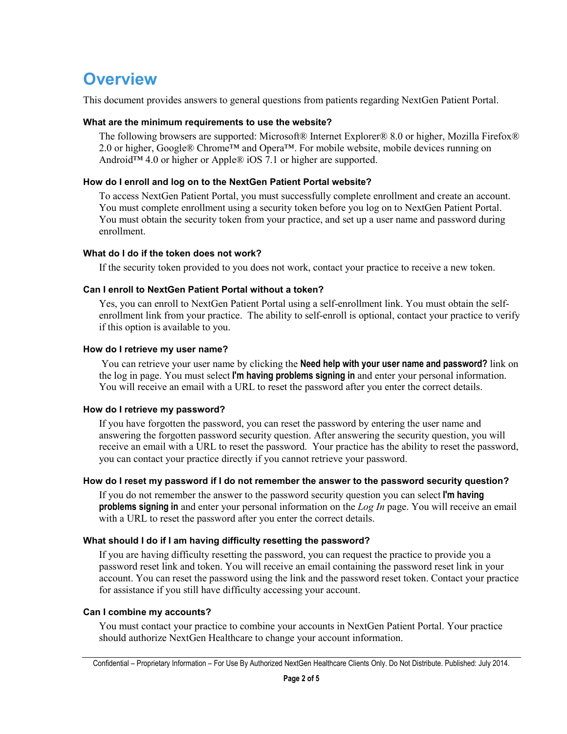# Overview

This document provides answers to general questions from patients regarding NextGen Patient Portal.

### What are the minimum requirements to use the website?

The following browsers are supported: Microsoft® Internet Explorer® 8.0 or higher, Mozilla Firefox® 2.0 or higher, Google® Chrome™ and Opera™. For mobile website, mobile devices running on Android™ 4.0 or higher or Apple® iOS 7.1 or higher are supported.

### How do I enroll and log on to the NextGen Patient Portal website?

To access NextGen Patient Portal, you must successfully complete enrollment and create an account. You must complete enrollment using a security token before you log on to NextGen Patient Portal. You must obtain the security token from your practice, and set up a user name and password during enrollment.

### What do I do if the token does not work?

If the security token provided to you does not work, contact your practice to receive a new token.

### Can I enroll to NextGen Patient Portal without a token?

Yes, you can enroll to NextGen Patient Portal using a self-enrollment link. You must obtain the self-enrollment link from your practice. The ability to self-enroll is optional, contact your practice to verify if this option is available to you.

### How do I retrieve my user name?

You can retrieve your user name by clicking the **Need help with your user name and password?** link on the log in page. You must select **I'm having problems signing in** and enter your personal information. You will receive an email with a URL to reset the password after you enter the correct details.

### How do I retrieve my password?

If you have forgotten the password, you can reset the password by entering the user name and answering the forgotten password security question. After answering the security question, you will receive an email with a URL to reset the password. Your practice has the ability to reset the password, you can contact your practice directly if you cannot retrieve your password.

### How do I reset my password if I do not remember the answer to the password security question?

If you do not remember the answer to the password security question you can select **I'm having problems signing in** and enter your personal information on the *Log In* page. You will receive an email with a URL to reset the password after you enter the correct details.

### What should I do if I am having difficulty resetting the password?

If you are having difficulty resetting the password, you can request the practice to provide you a password reset link and token. You will receive an email containing the password reset link in your account. You can reset the password using the link and the password reset token. Contact your practice for assistance if you still have difficulty accessing your account.

### Can I combine my accounts?

You must contact your practice to combine your accounts in NextGen Patient Portal. Your practice should authorize NextGen Healthcare to change your account information.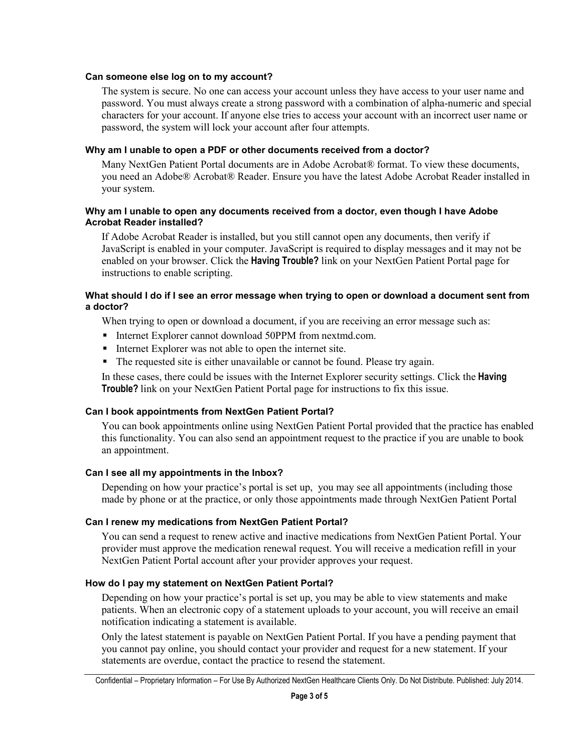### Can someone else log on to my account?

The system is secure. No one can access your account unless they have access to your user name and password. You must always create a strong password with a combination of alpha-numeric and special characters for your account. If anyone else tries to access your account with an incorrect user name or password, the system will lock your account after four attempts.

### Why am I unable to open a PDF or other documents received from a doctor?

Many NextGen Patient Portal documents are in Adobe Acrobat® format. To view these documents, you need an Adobe® Acrobat® Reader. Ensure you have the latest Adobe Acrobat Reader installed in your system.

### Why am I unable to open any documents received from a doctor, even though I have Adobe Acrobat Reader installed?

If Adobe Acrobat Reader is installed, but you still cannot open any documents, then verify if JavaScript is enabled in your computer. JavaScript is required to display messages and it may not be enabled on your browser. Click the **Having Trouble?** link on your NextGen Patient Portal page for instructions to enable scripting.

### What should I do if I see an error message when trying to open or download a document sent from a doctor?

When trying to open or download a document, if you are receiving an error message such as:

- Internet Explorer cannot download 50PPM from nextmd.com.
- Internet Explorer was not able to open the internet site.
- The requested site is either unavailable or cannot be found. Please try again.

In these cases, there could be issues with the Internet Explorer security settings. Click the **Having Trouble?** link on your NextGen Patient Portal page for instructions to fix this issue.

### Can I book appointments from NextGen Patient Portal?

You can book appointments online using NextGen Patient Portal provided that the practice has enabled this functionality. You can also send an appointment request to the practice if you are unable to book an appointment.

### Can I see all my appointments in the Inbox?

Depending on how your practice's portal is set up,  you may see all appointments (including those made by phone or at the practice, or only those appointments made through NextGen Patient Portal

### Can I renew my medications from NextGen Patient Portal?

You can send a request to renew active and inactive medications from NextGen Patient Portal. Your provider must approve the medication renewal request. You will receive a medication refill in your NextGen Patient Portal account after your provider approves your request.

### How do I pay my statement on NextGen Patient Portal?

Depending on how your practice's portal is set up, you may be able to view statements and make patients. When an electronic copy of a statement uploads to your account, you will receive an email notification indicating a statement is available.

Only the latest statement is payable on NextGen Patient Portal. If you have a pending payment that you cannot pay online, you should contact your provider and request for a new statement. If your statements are overdue, contact the practice to resend the statement.

Confidential – Proprietary Information – For Use By Authorized NextGen Healthcare Clients Only. Do Not Distribute. Published: July 2014.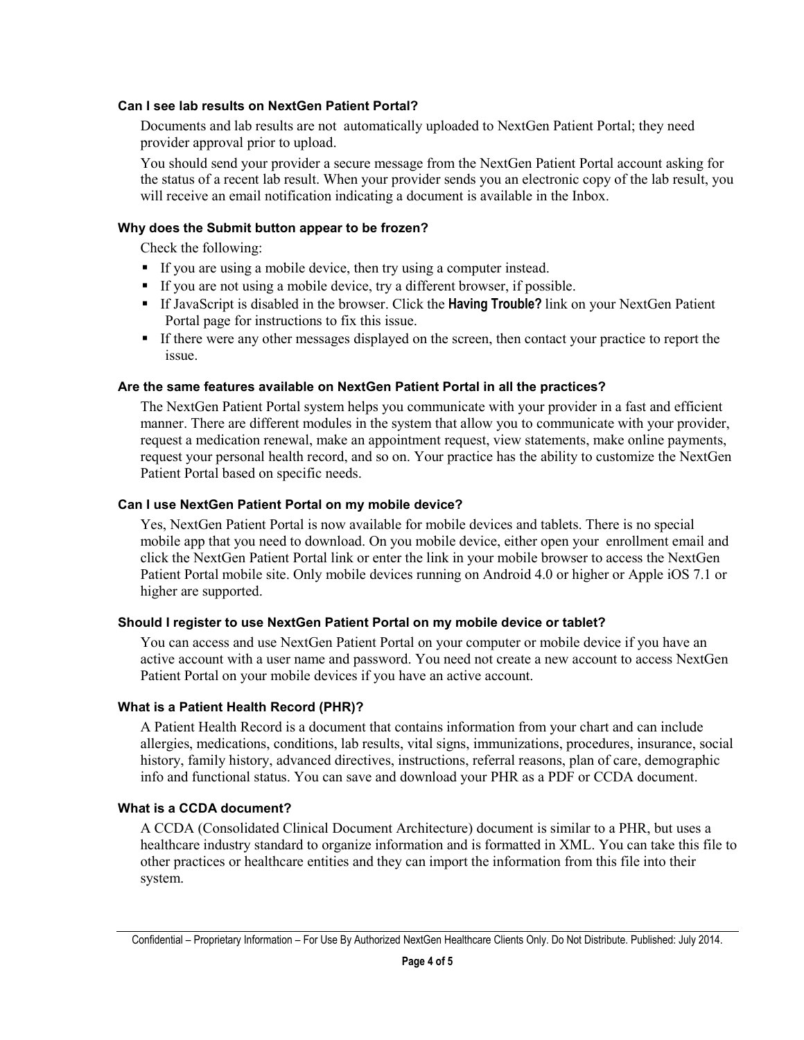#### Can I see lab results on NextGen Patient Portal?

Documents and lab results are not automatically uploaded to NextGen Patient Portal; they need provider approval prior to upload.

You should send your provider a secure message from the NextGen Patient Portal account asking for the status of a recent lab result. When your provider sends you an electronic copy of the lab result, you will receive an email notification indicating a document is available in the Inbox.

#### Why does the Submit button appear to be frozen?

Check the following:

- If you are using a mobile device, then try using a computer instead.
- If you are not using a mobile device, try a different browser, if possible.
- If JavaScript is disabled in the browser. Click the **Having Trouble?** link on your NextGen Patient Portal page for instructions to fix this issue.
- If there were any other messages displayed on the screen, then contact your practice to report the issue.

#### Are the same features available on NextGen Patient Portal in all the practices?

The NextGen Patient Portal system helps you communicate with your provider in a fast and efficient manner. There are different modules in the system that allow you to communicate with your provider, request a medication renewal, make an appointment request, view statements, make online payments, request your personal health record, and so on. Your practice has the ability to customize the NextGen Patient Portal based on specific needs.

#### Can I use NextGen Patient Portal on my mobile device?

Yes, NextGen Patient Portal is now available for mobile devices and tablets. There is no special mobile app that you need to download. On you mobile device, either open your enrollment email and click the NextGen Patient Portal link or enter the link in your mobile browser to access the NextGen Patient Portal mobile site. Only mobile devices running on Android 4.0 or higher or Apple iOS 7.1 or higher are supported.

#### Should I register to use NextGen Patient Portal on my mobile device or tablet?

You can access and use NextGen Patient Portal on your computer or mobile device if you have an active account with a user name and password. You need not create a new account to access NextGen Patient Portal on your mobile devices if you have an active account.

#### What is a Patient Health Record (PHR)?

A Patient Health Record is a document that contains information from your chart and can include allergies, medications, conditions, lab results, vital signs, immunizations, procedures, insurance, social history, family history, advanced directives, instructions, referral reasons, plan of care, demographic info and functional status. You can save and download your PHR as a PDF or CCDA document.

#### What is a CCDA document?

A CCDA (Consolidated Clinical Document Architecture) document is similar to a PHR, but uses a healthcare industry standard to organize information and is formatted in XML. You can take this file to other practices or healthcare entities and they can import the information from this file into their system.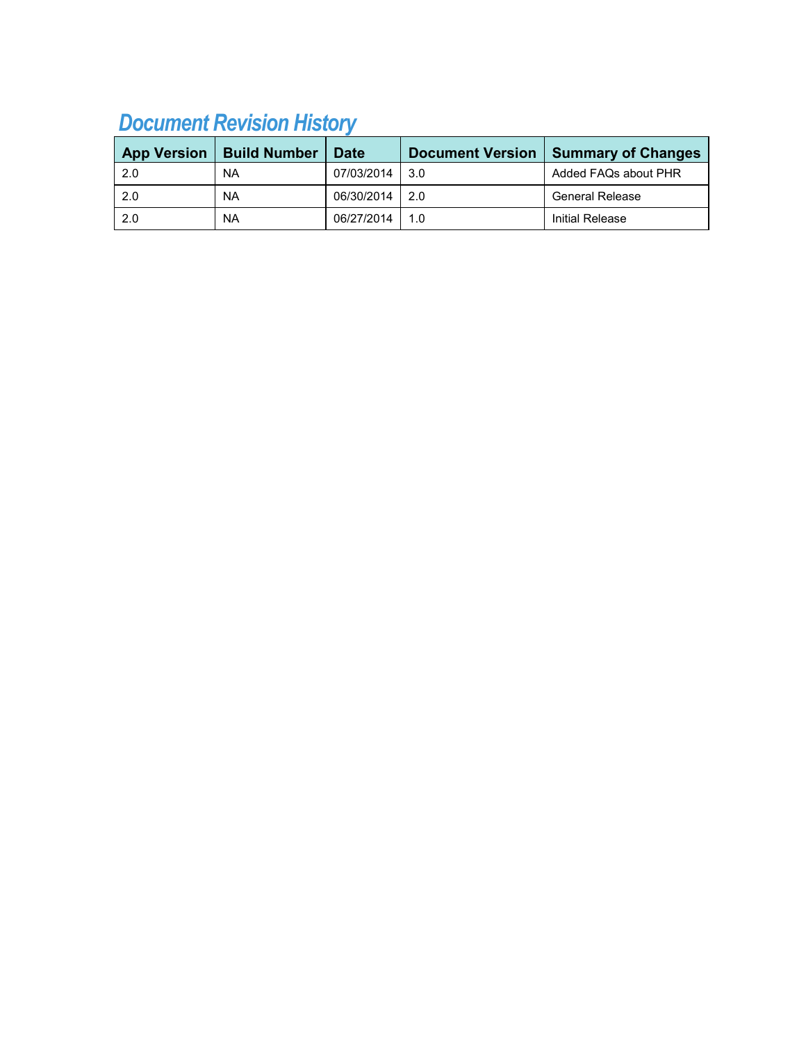## *Document Revision History*

| App Version | Build Number | Date | Document Version | Summary of Changes |
|---|---|---|---|---|
| 2.0 | NA | 07/03/2014 | 3.0 | Added FAQs about PHR |
| 2.0 | NA | 06/30/2014 | 2.0 | General Release |
| 2.0 | NA | 06/27/2014 | 1.0 | Initial Release |